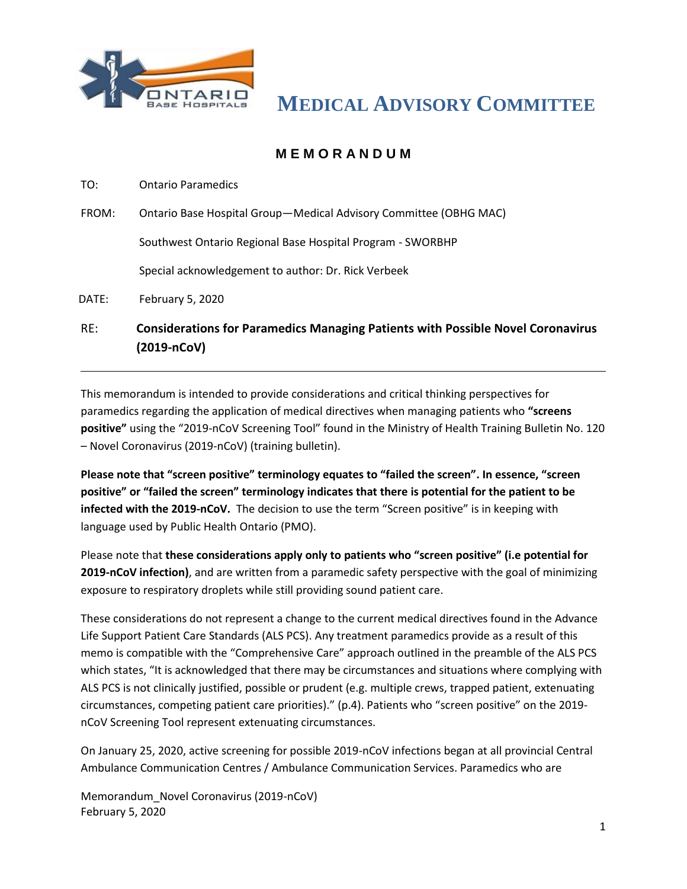# Medical Advisory Committee

**MEMORANDUM**

TO: Ontario Paramedics

FROM: Ontario Base Hospital Group—Medical Advisory Committee (OBHG MAC)

Southwest Ontario Regional Base Hospital Program - SWORBHP

Special acknowledgement to author: Dr. Rick Verbeek

DATE: February 5, 2020

RE: **Considerations for Paramedics Managing Patients with Possible Novel Coronavirus (2019-nCoV)**

---

This memorandum is intended to provide considerations and critical thinking perspectives for paramedics regarding the application of medical directives when managing patients who **"screens positive"** using the "2019-nCoV Screening Tool" found in the Ministry of Health Training Bulletin No. 120 – Novel Coronavirus (2019-nCoV) (training bulletin).

**Please note that "screen positive" terminology equates to "failed the screen". In essence, "screen positive" or "failed the screen" terminology indicates that there is potential for the patient to be infected with the 2019-nCoV.** The decision to use the term "Screen positive" is in keeping with language used by Public Health Ontario (PMO).

Please note that **these considerations apply only to patients who "screen positive" (i.e potential for 2019-nCoV infection)**, and are written from a paramedic safety perspective with the goal of minimizing exposure to respiratory droplets while still providing sound patient care.

These considerations do not represent a change to the current medical directives found in the Advance Life Support Patient Care Standards (ALS PCS). Any treatment paramedics provide as a result of this memo is compatible with the "Comprehensive Care" approach outlined in the preamble of the ALS PCS which states, "It is acknowledged that there may be circumstances and situations where complying with ALS PCS is not clinically justified, possible or prudent (e.g. multiple crews, trapped patient, extenuating circumstances, competing patient care priorities)." (p.4). Patients who "screen positive" on the 2019-nCoV Screening Tool represent extenuating circumstances.

On January 25, 2020, active screening for possible 2019-nCoV infections began at all provincial Central Ambulance Communication Centres / Ambulance Communication Services. Paramedics who are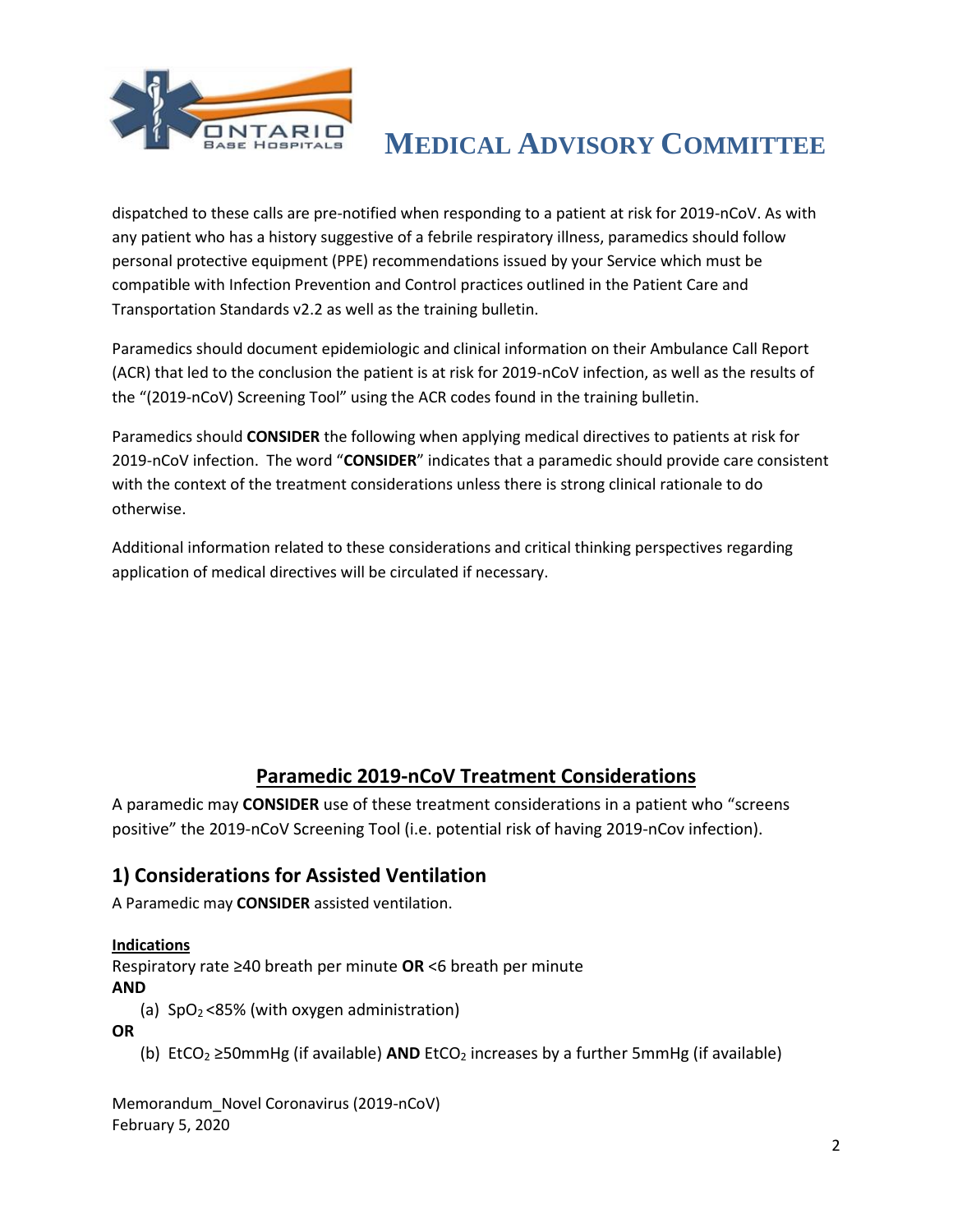dispatched to these calls are pre-notified when responding to a patient at risk for 2019-nCoV. As with any patient who has a history suggestive of a febrile respiratory illness, paramedics should follow personal protective equipment (PPE) recommendations issued by your Service which must be compatible with Infection Prevention and Control practices outlined in the Patient Care and Transportation Standards v2.2 as well as the training bulletin.

Paramedics should document epidemiologic and clinical information on their Ambulance Call Report (ACR) that led to the conclusion the patient is at risk for 2019-nCoV infection, as well as the results of the "(2019-nCoV) Screening Tool" using the ACR codes found in the training bulletin.

Paramedics should **CONSIDER** the following when applying medical directives to patients at risk for 2019-nCoV infection. The word "**CONSIDER**" indicates that a paramedic should provide care consistent with the context of the treatment considerations unless there is strong clinical rationale to do otherwise.

Additional information related to these considerations and critical thinking perspectives regarding application of medical directives will be circulated if necessary.

## Paramedic 2019-nCoV Treatment Considerations

A paramedic may **CONSIDER** use of these treatment considerations in a patient who "screens positive" the 2019-nCoV Screening Tool (i.e. potential risk of having 2019-nCov infection).

### 1) Considerations for Assisted Ventilation

A Paramedic may **CONSIDER** assisted ventilation.

**Indications**

Respiratory rate ≥40 breath per minute **OR** <6 breath per minute

**AND**

(a) $SpO_2$ <85% (with oxygen administration)

**OR**

(b) $EtCO_2$ ≥50mmHg (if available) **AND** $EtCO_2$ increases by a further 5mmHg (if available)

Memorandum_Novel Coronavirus (2019-nCoV)
February 5, 2020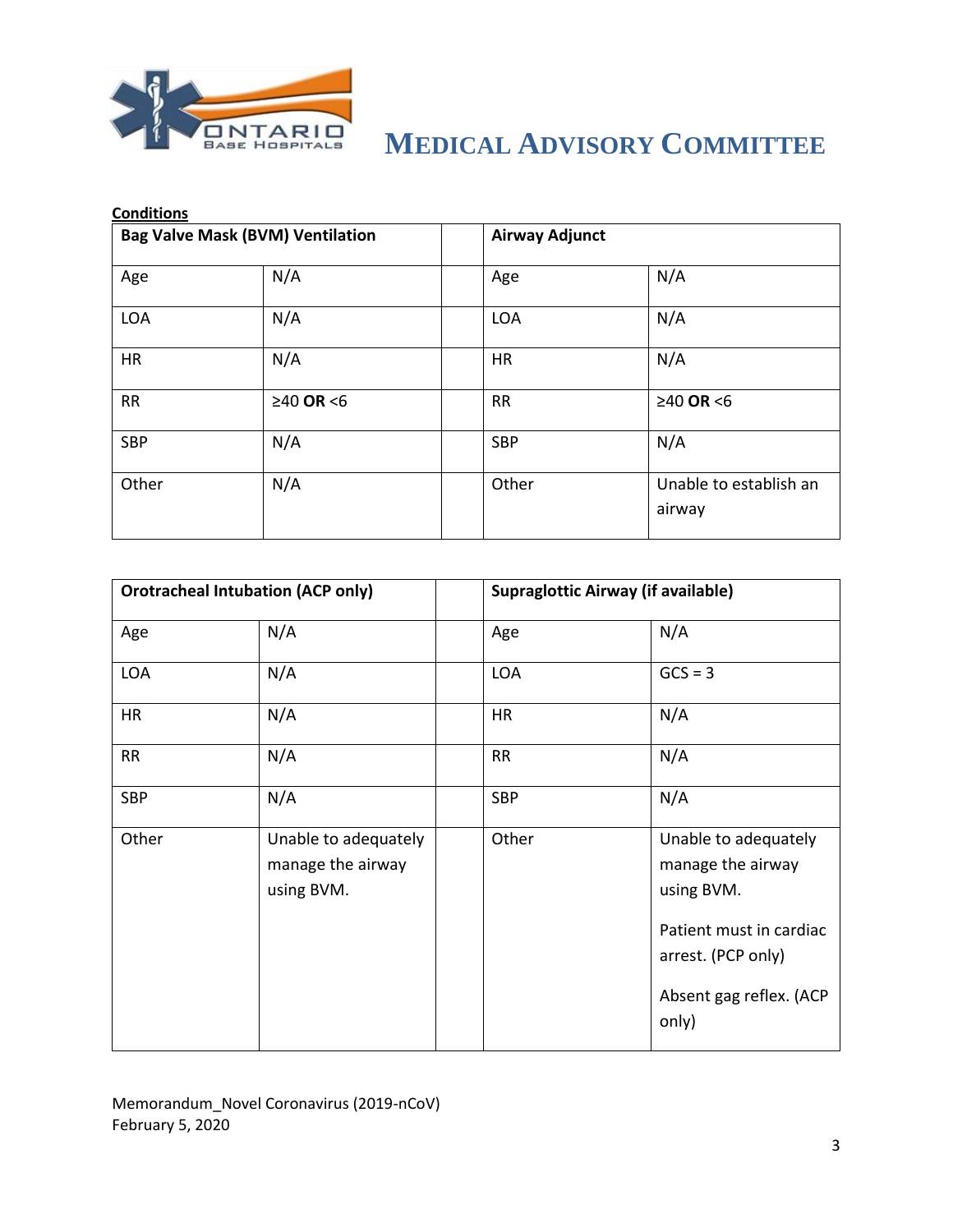**Conditions**

| Bag Valve Mask (BVM) Ventilation | | | Airway Adjunct | |
|---|---|---|---|---|
| Age | N/A | | Age | N/A |
| LOA | N/A | | LOA | N/A |
| HR | N/A | | HR | N/A |
| RR | ≥40 **OR** <6 | | RR | ≥40 **OR** <6 |
| SBP | N/A | | SBP | N/A |
| Other | N/A | | Other | Unable to establish an airway |

| Orotracheal Intubation (ACP only) | | | Supraglottic Airway (if available) | |
|---|---|---|---|---|
| Age | N/A | | Age | N/A |
| LOA | N/A | | LOA | GCS = 3 |
| HR | N/A | | HR | N/A |
| RR | N/A | | RR | N/A |
| SBP | N/A | | SBP | N/A |
| Other | Unable to adequately manage the airway using BVM. | | Other | Unable to adequately manage the airway using BVM.<br><br>Patient must in cardiac arrest. (PCP only)<br><br>Absent gag reflex. (ACP only) |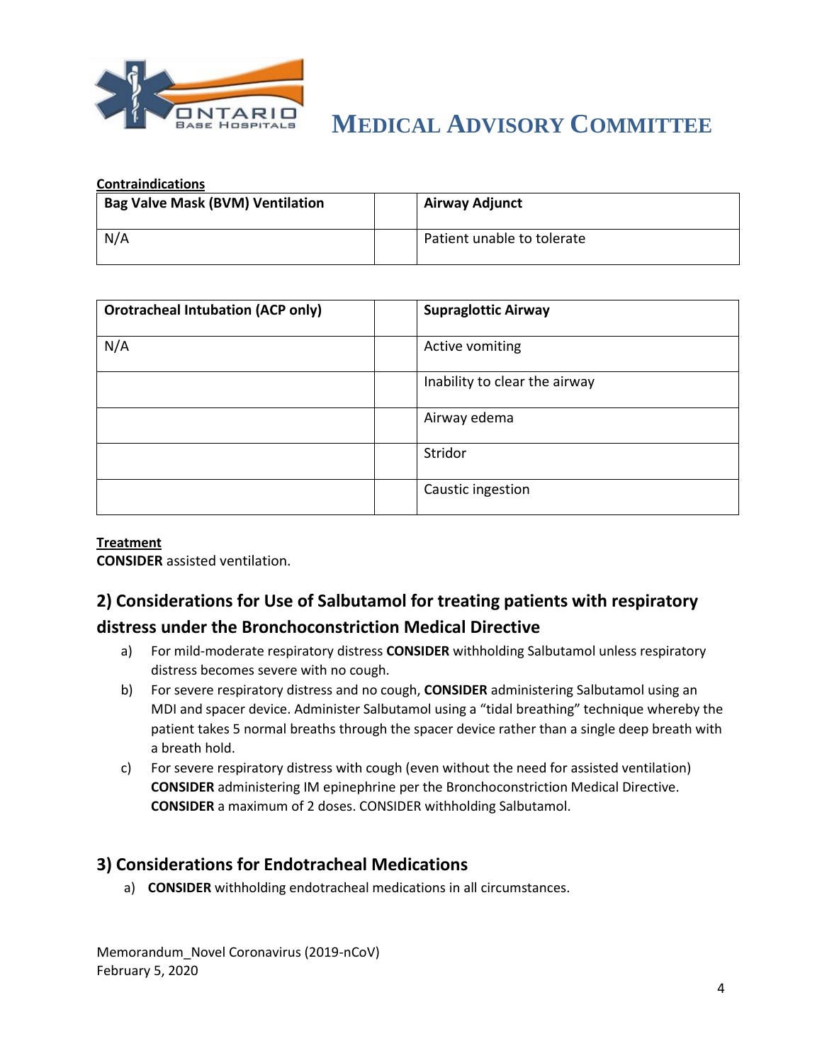**Contraindications**

| Bag Valve Mask (BVM) Ventilation | | Airway Adjunct |
|---|---|---|
| N/A | | Patient unable to tolerate |

| Orotracheal Intubation (ACP only) | | Supraglottic Airway |
|---|---|---|
| N/A | | Active vomiting |
| | | Inability to clear the airway |
| | | Airway edema |
| | | Stridor |
| | | Caustic ingestion |

**Treatment**

**CONSIDER** assisted ventilation.

## 2) Considerations for Use of Salbutamol for treating patients with respiratory distress under the Bronchoconstriction Medical Directive

a) For mild-moderate respiratory distress **CONSIDER** withholding Salbutamol unless respiratory distress becomes severe with no cough.

b) For severe respiratory distress and no cough, **CONSIDER** administering Salbutamol using an MDI and spacer device. Administer Salbutamol using a "tidal breathing" technique whereby the patient takes 5 normal breaths through the spacer device rather than a single deep breath with a breath hold.

c) For severe respiratory distress with cough (even without the need for assisted ventilation) **CONSIDER** administering IM epinephrine per the Bronchoconstriction Medical Directive. **CONSIDER** a maximum of 2 doses. CONSIDER withholding Salbutamol.

## 3) Considerations for Endotracheal Medications

a) **CONSIDER** withholding endotracheal medications in all circumstances.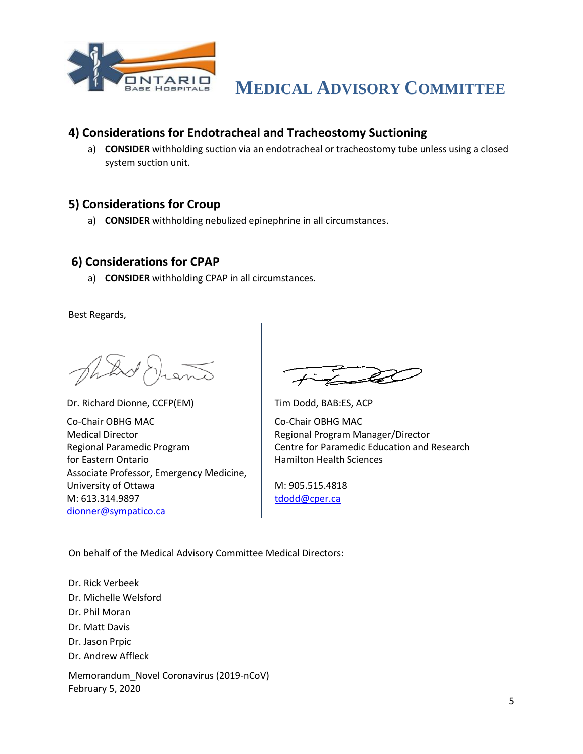# Medical Advisory Committee

## 4) Considerations for Endotracheal and Tracheostomy Suctioning

a) **CONSIDER** withholding suction via an endotracheal or tracheostomy tube unless using a closed system suction unit.

## 5) Considerations for Croup

a) **CONSIDER** withholding nebulized epinephrine in all circumstances.

## 6) Considerations for CPAP

a) **CONSIDER** withholding CPAP in all circumstances.

Best Regards,

Dr. Richard Dionne, CCFP(EM)

Co-Chair OBHG MAC
Medical Director
Regional Paramedic Program
for Eastern Ontario
Associate Professor, Emergency Medicine,
University of Ottawa
M: 613.314.9897
dionner@sympatico.ca

Tim Dodd, BAB:ES, ACP

Co-Chair OBHG MAC
Regional Program Manager/Director
Centre for Paramedic Education and Research
Hamilton Health Sciences

M: 905.515.4818
tdodd@cper.ca

On behalf of the Medical Advisory Committee Medical Directors:

Dr. Rick Verbeek
Dr. Michelle Welsford
Dr. Phil Moran
Dr. Matt Davis
Dr. Jason Prpic
Dr. Andrew Affleck

Memorandum_Novel Coronavirus (2019-nCoV)
February 5, 2020